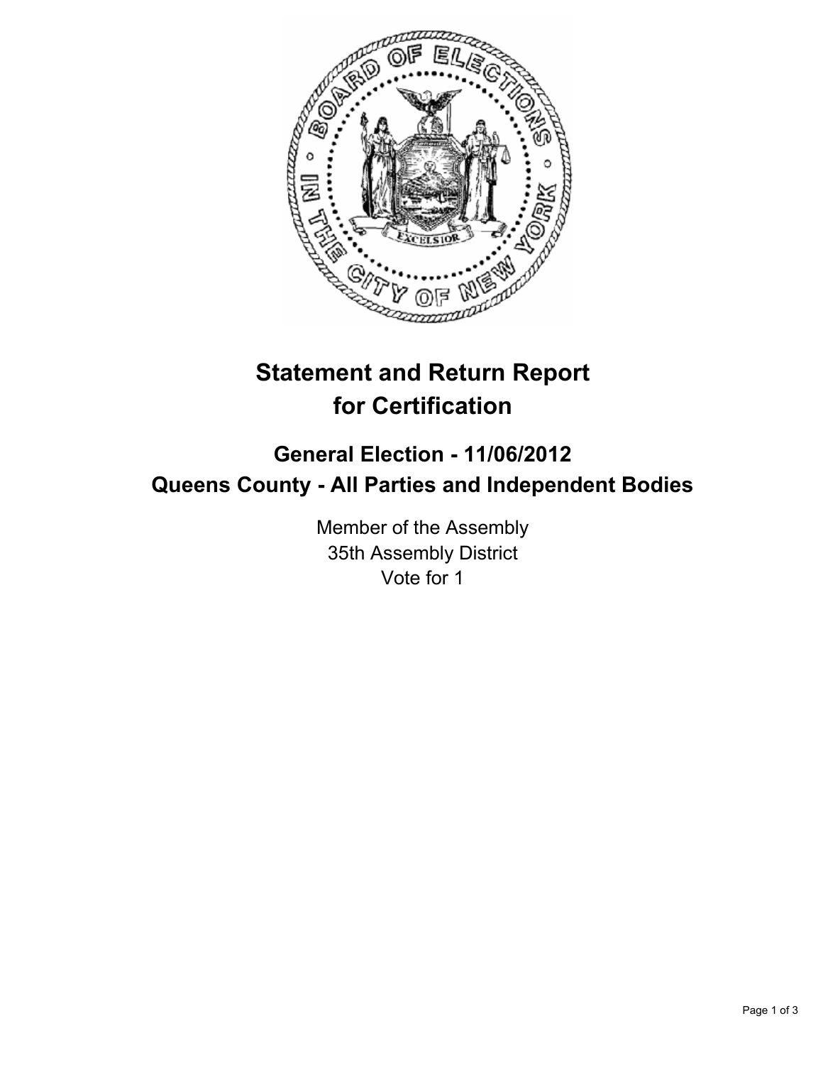# Statement and Return Report for Certification

## General Election - 11/06/2012
## Queens County - All Parties and Independent Bodies

Member of the Assembly
35th Assembly District
Vote for 1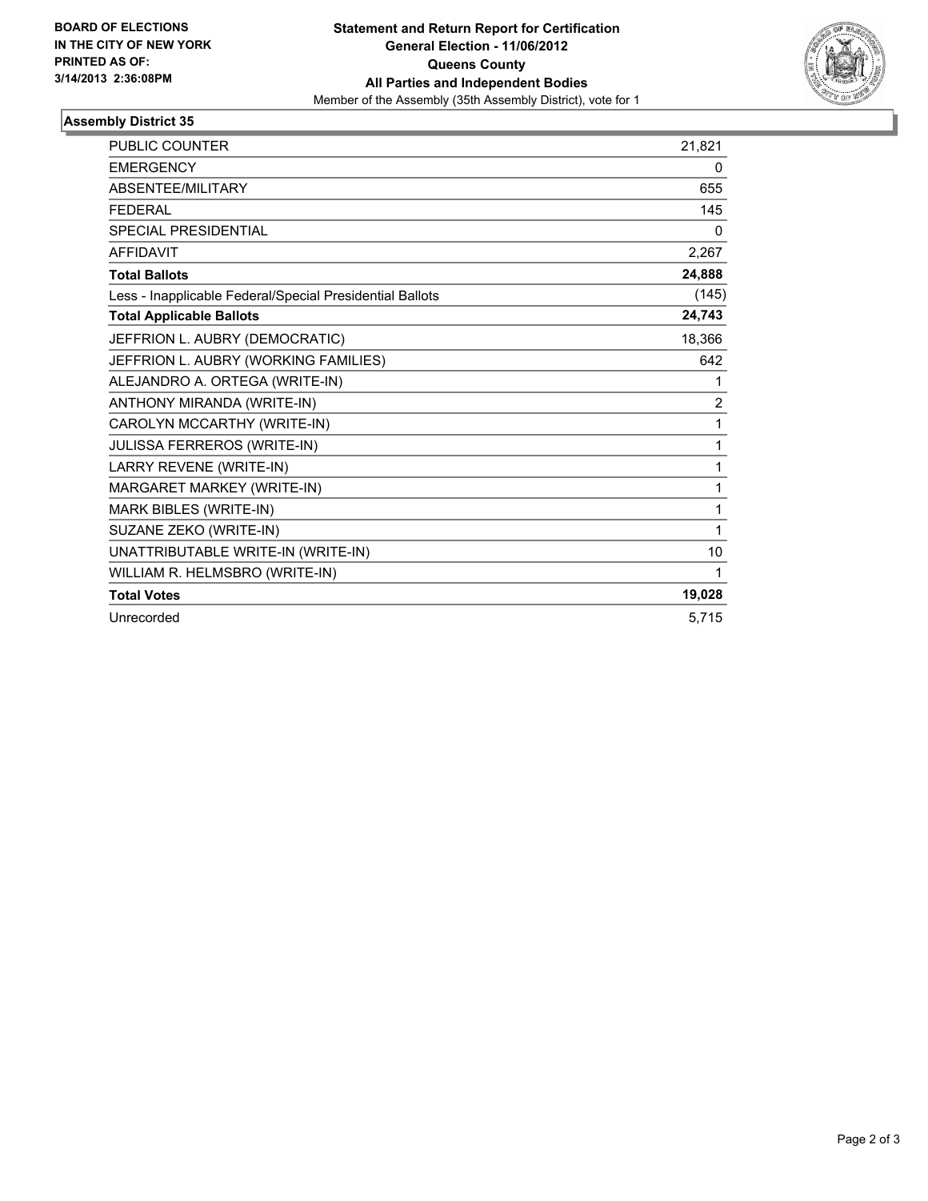**BOARD OF ELECTIONS IN THE CITY OF NEW YORK PRINTED AS OF: 3/14/2013 2:36:08PM**

# Statement and Return Report for Certification
## General Election - 11/06/2012
## Queens County
## All Parties and Independent Bodies

Member of the Assembly (35th Assembly District), vote for 1

### Assembly District 35

| | |
|---|---|
| PUBLIC COUNTER | 21,821 |
| EMERGENCY | 0 |
| ABSENTEE/MILITARY | 655 |
| FEDERAL | 145 |
| SPECIAL PRESIDENTIAL | 0 |
| AFFIDAVIT | 2,267 |
| **Total Ballots** | **24,888** |
| Less - Inapplicable Federal/Special Presidential Ballots | (145) |
| **Total Applicable Ballots** | **24,743** |
| JEFFRION L. AUBRY (DEMOCRATIC) | 18,366 |
| JEFFRION L. AUBRY (WORKING FAMILIES) | 642 |
| ALEJANDRO A. ORTEGA (WRITE-IN) | 1 |
| ANTHONY MIRANDA (WRITE-IN) | 2 |
| CAROLYN MCCARTHY (WRITE-IN) | 1 |
| JULISSA FERREROS (WRITE-IN) | 1 |
| LARRY REVENE (WRITE-IN) | 1 |
| MARGARET MARKEY (WRITE-IN) | 1 |
| MARK BIBLES (WRITE-IN) | 1 |
| SUZANE ZEKO (WRITE-IN) | 1 |
| UNATTRIBUTABLE WRITE-IN (WRITE-IN) | 10 |
| WILLIAM R. HELMSBRO (WRITE-IN) | 1 |
| **Total Votes** | **19,028** |
| Unrecorded | 5,715 |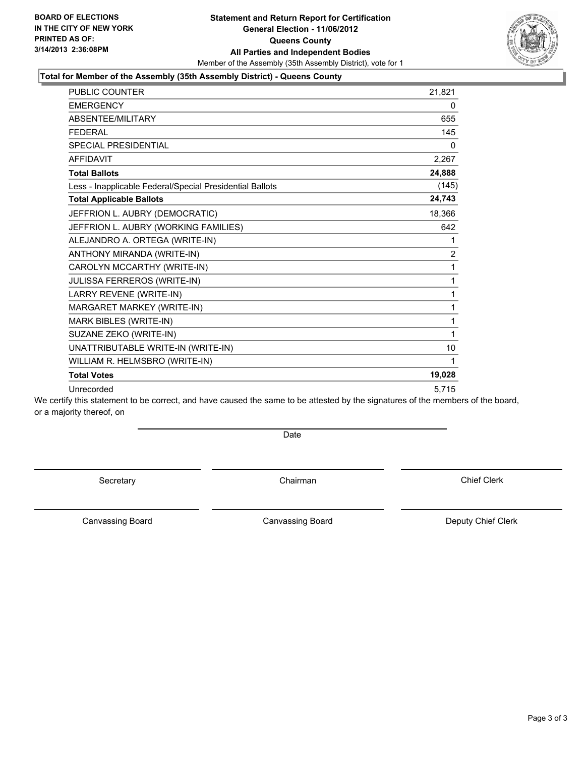**BOARD OF ELECTIONS IN THE CITY OF NEW YORK PRINTED AS OF: 3/14/2013 2:36:08PM**

# Statement and Return Report for Certification
## General Election - 11/06/2012
## Queens County
## All Parties and Independent Bodies

Member of the Assembly (35th Assembly District), vote for 1

### Total for Member of the Assembly (35th Assembly District) - Queens County

| | |
|---|---|
| PUBLIC COUNTER | 21,821 |
| EMERGENCY | 0 |
| ABSENTEE/MILITARY | 655 |
| FEDERAL | 145 |
| SPECIAL PRESIDENTIAL | 0 |
| AFFIDAVIT | 2,267 |
| **Total Ballots** | **24,888** |
| Less - Inapplicable Federal/Special Presidential Ballots | (145) |
| **Total Applicable Ballots** | **24,743** |
| JEFFRION L. AUBRY (DEMOCRATIC) | 18,366 |
| JEFFRION L. AUBRY (WORKING FAMILIES) | 642 |
| ALEJANDRO A. ORTEGA (WRITE-IN) | 1 |
| ANTHONY MIRANDA (WRITE-IN) | 2 |
| CAROLYN MCCARTHY (WRITE-IN) | 1 |
| JULISSA FERREROS (WRITE-IN) | 1 |
| LARRY REVENE (WRITE-IN) | 1 |
| MARGARET MARKEY (WRITE-IN) | 1 |
| MARK BIBLES (WRITE-IN) | 1 |
| SUZANE ZEKO (WRITE-IN) | 1 |
| UNATTRIBUTABLE WRITE-IN (WRITE-IN) | 10 |
| WILLIAM R. HELMSBRO (WRITE-IN) | 1 |
| **Total Votes** | **19,028** |
| Unrecorded | 5,715 |

We certify this statement to be correct, and have caused the same to be attested by the signatures of the members of the board, or a majority thereof, on

Date

Secretary　　Chairman　　Chief Clerk

Canvassing Board　　Canvassing Board　　Deputy Chief Clerk